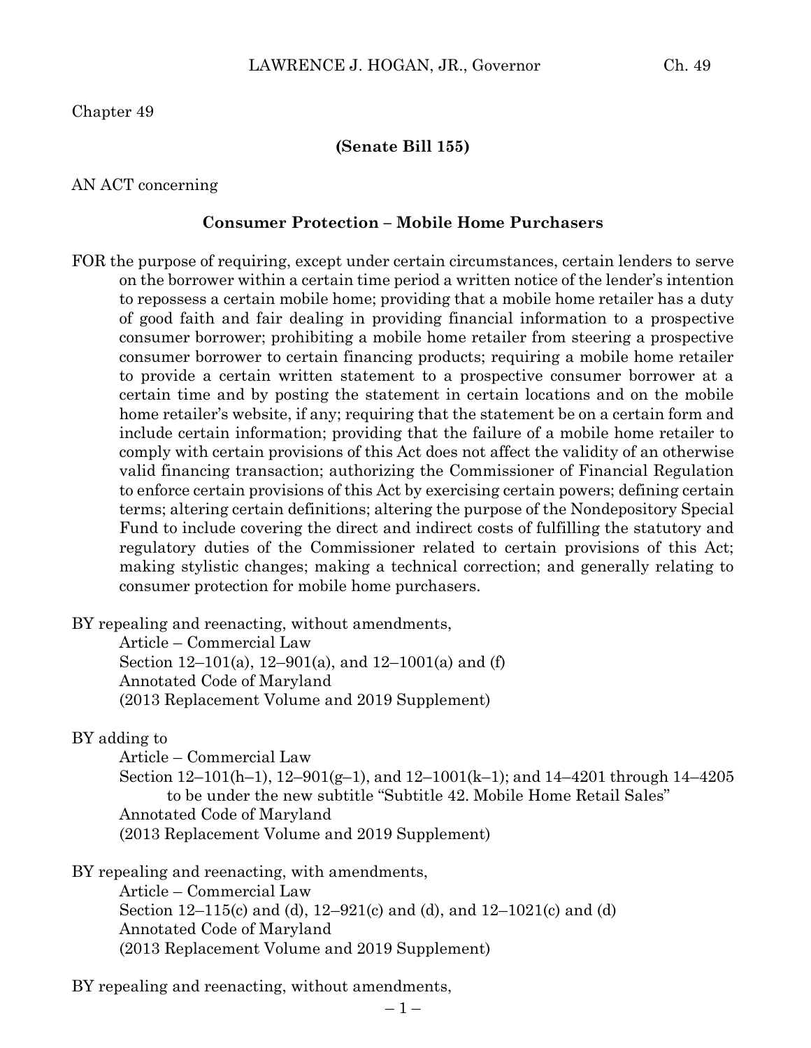Chapter 49

**(Senate Bill 155)**

AN ACT concerning

## Consumer Protection – Mobile Home Purchasers

FOR the purpose of requiring, except under certain circumstances, certain lenders to serve on the borrower within a certain time period a written notice of the lender's intention to repossess a certain mobile home; providing that a mobile home retailer has a duty of good faith and fair dealing in providing financial information to a prospective consumer borrower; prohibiting a mobile home retailer from steering a prospective consumer borrower to certain financing products; requiring a mobile home retailer to provide a certain written statement to a prospective consumer borrower at a certain time and by posting the statement in certain locations and on the mobile home retailer's website, if any; requiring that the statement be on a certain form and include certain information; providing that the failure of a mobile home retailer to comply with certain provisions of this Act does not affect the validity of an otherwise valid financing transaction; authorizing the Commissioner of Financial Regulation to enforce certain provisions of this Act by exercising certain powers; defining certain terms; altering certain definitions; altering the purpose of the Nondepository Special Fund to include covering the direct and indirect costs of fulfilling the statutory and regulatory duties of the Commissioner related to certain provisions of this Act; making stylistic changes; making a technical correction; and generally relating to consumer protection for mobile home purchasers.

BY repealing and reenacting, without amendments,
Article – Commercial Law
Section 12–101(a), 12–901(a), and 12–1001(a) and (f)
Annotated Code of Maryland
(2013 Replacement Volume and 2019 Supplement)

BY adding to
Article – Commercial Law
Section 12–101(h–1), 12–901(g–1), and 12–1001(k–1); and 14–4201 through 14–4205 to be under the new subtitle "Subtitle 42. Mobile Home Retail Sales"
Annotated Code of Maryland
(2013 Replacement Volume and 2019 Supplement)

BY repealing and reenacting, with amendments,
Article – Commercial Law
Section 12–115(c) and (d), 12–921(c) and (d), and 12–1021(c) and (d)
Annotated Code of Maryland
(2013 Replacement Volume and 2019 Supplement)

BY repealing and reenacting, without amendments,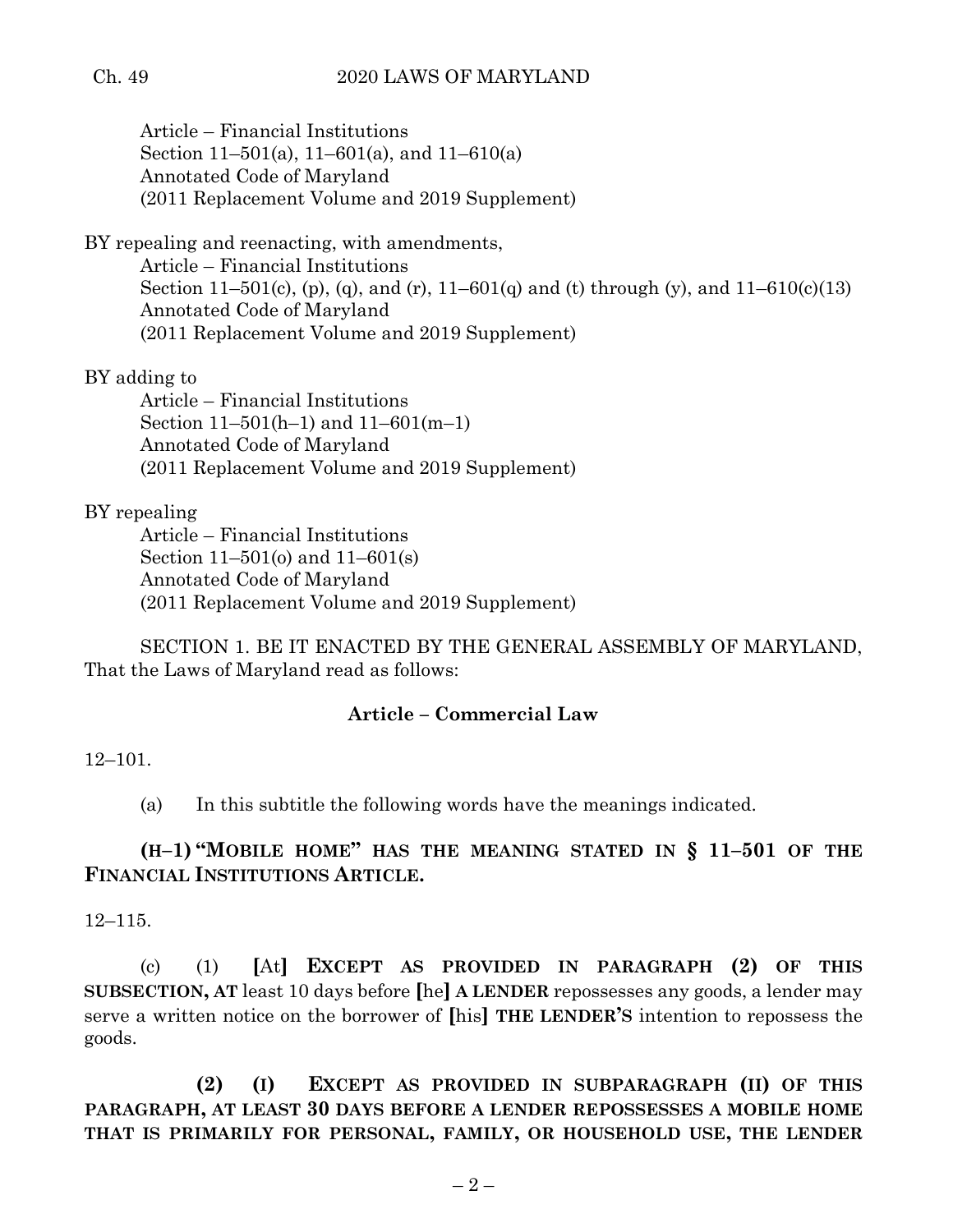Article – Financial Institutions
Section 11–501(a), 11–601(a), and 11–610(a)
Annotated Code of Maryland
(2011 Replacement Volume and 2019 Supplement)

BY repealing and reenacting, with amendments,
Article – Financial Institutions
Section 11–501(c), (p), (q), and (r), 11–601(q) and (t) through (y), and 11–610(c)(13)
Annotated Code of Maryland
(2011 Replacement Volume and 2019 Supplement)

BY adding to
Article – Financial Institutions
Section 11–501(h–1) and 11–601(m–1)
Annotated Code of Maryland
(2011 Replacement Volume and 2019 Supplement)

BY repealing
Article – Financial Institutions
Section 11–501(o) and 11–601(s)
Annotated Code of Maryland
(2011 Replacement Volume and 2019 Supplement)

SECTION 1. BE IT ENACTED BY THE GENERAL ASSEMBLY OF MARYLAND, That the Laws of Maryland read as follows:

**Article – Commercial Law**

12–101.

(a) In this subtitle the following words have the meanings indicated.

**(H–1) "MOBILE HOME" HAS THE MEANING STATED IN § 11–501 OF THE FINANCIAL INSTITUTIONS ARTICLE.**

12–115.

(c) (1) **[**At**]** **EXCEPT AS PROVIDED IN PARAGRAPH (2) OF THIS SUBSECTION, AT** least 10 days before **[**he**]** **A LENDER** repossesses any goods, a lender may serve a written notice on the borrower of **[**his**]** **THE LENDER'S** intention to repossess the goods.

**(2) (I) EXCEPT AS PROVIDED IN SUBPARAGRAPH (II) OF THIS PARAGRAPH, AT LEAST 30 DAYS BEFORE A LENDER REPOSSESSES A MOBILE HOME THAT IS PRIMARILY FOR PERSONAL, FAMILY, OR HOUSEHOLD USE, THE LENDER**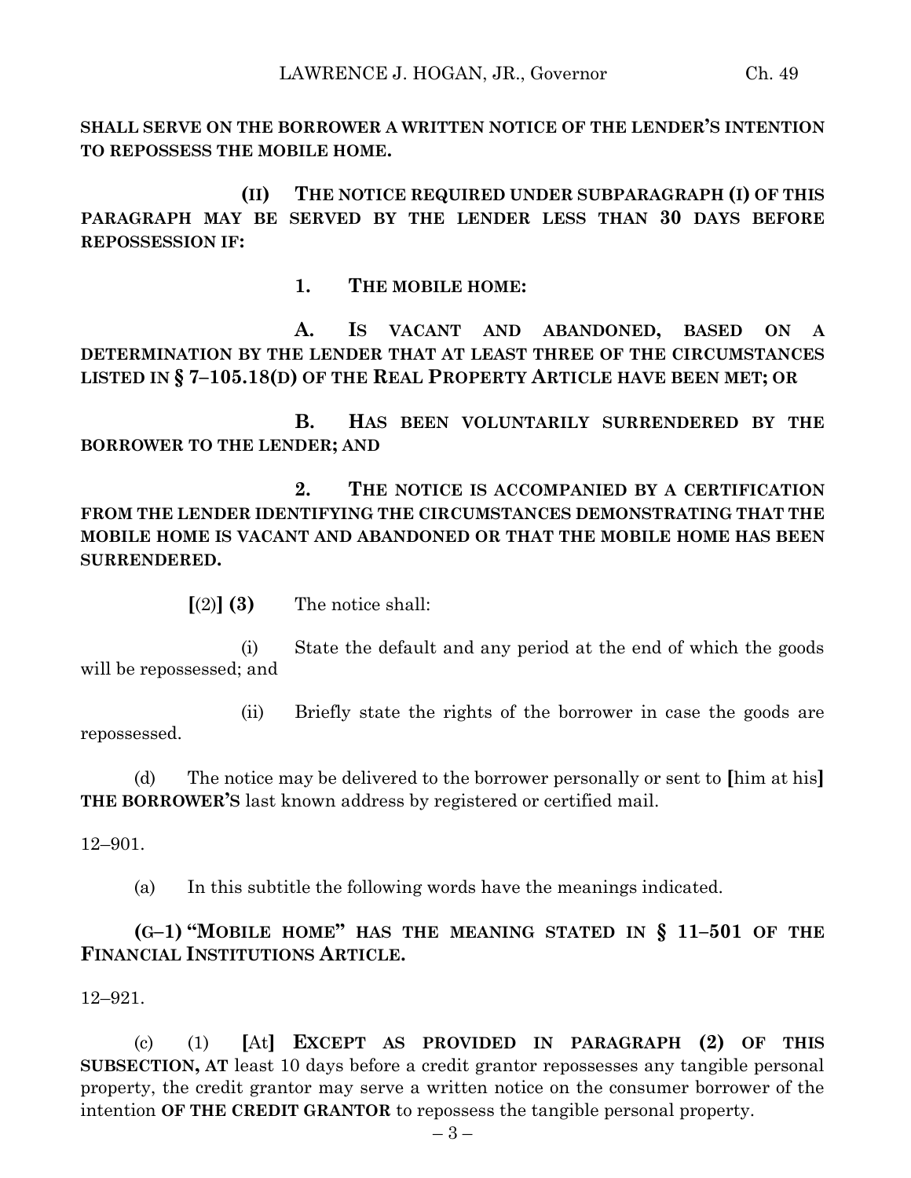**SHALL SERVE ON THE BORROWER A WRITTEN NOTICE OF THE LENDER'S INTENTION TO REPOSSESS THE MOBILE HOME.**

**(II) THE NOTICE REQUIRED UNDER SUBPARAGRAPH (I) OF THIS PARAGRAPH MAY BE SERVED BY THE LENDER LESS THAN 30 DAYS BEFORE REPOSSESSION IF:**

**1. THE MOBILE HOME:**

**A. IS VACANT AND ABANDONED, BASED ON A DETERMINATION BY THE LENDER THAT AT LEAST THREE OF THE CIRCUMSTANCES LISTED IN § 7–105.18(D) OF THE REAL PROPERTY ARTICLE HAVE BEEN MET; OR**

**B. HAS BEEN VOLUNTARILY SURRENDERED BY THE BORROWER TO THE LENDER; AND**

**2. THE NOTICE IS ACCOMPANIED BY A CERTIFICATION FROM THE LENDER IDENTIFYING THE CIRCUMSTANCES DEMONSTRATING THAT THE MOBILE HOME IS VACANT AND ABANDONED OR THAT THE MOBILE HOME HAS BEEN SURRENDERED.**

**[**(2)**] (3)** The notice shall:

(i) State the default and any period at the end of which the goods will be repossessed; and

(ii) Briefly state the rights of the borrower in case the goods are repossessed.

(d) The notice may be delivered to the borrower personally or sent to **[**him at his**] THE BORROWER'S** last known address by registered or certified mail.

12–901.

(a) In this subtitle the following words have the meanings indicated.

**(G–1) "MOBILE HOME" HAS THE MEANING STATED IN § 11–501 OF THE FINANCIAL INSTITUTIONS ARTICLE.**

12–921.

(c) (1) **[**At**] EXCEPT AS PROVIDED IN PARAGRAPH (2) OF THIS SUBSECTION, AT** least 10 days before a credit grantor repossesses any tangible personal property, the credit grantor may serve a written notice on the consumer borrower of the intention **OF THE CREDIT GRANTOR** to repossess the tangible personal property.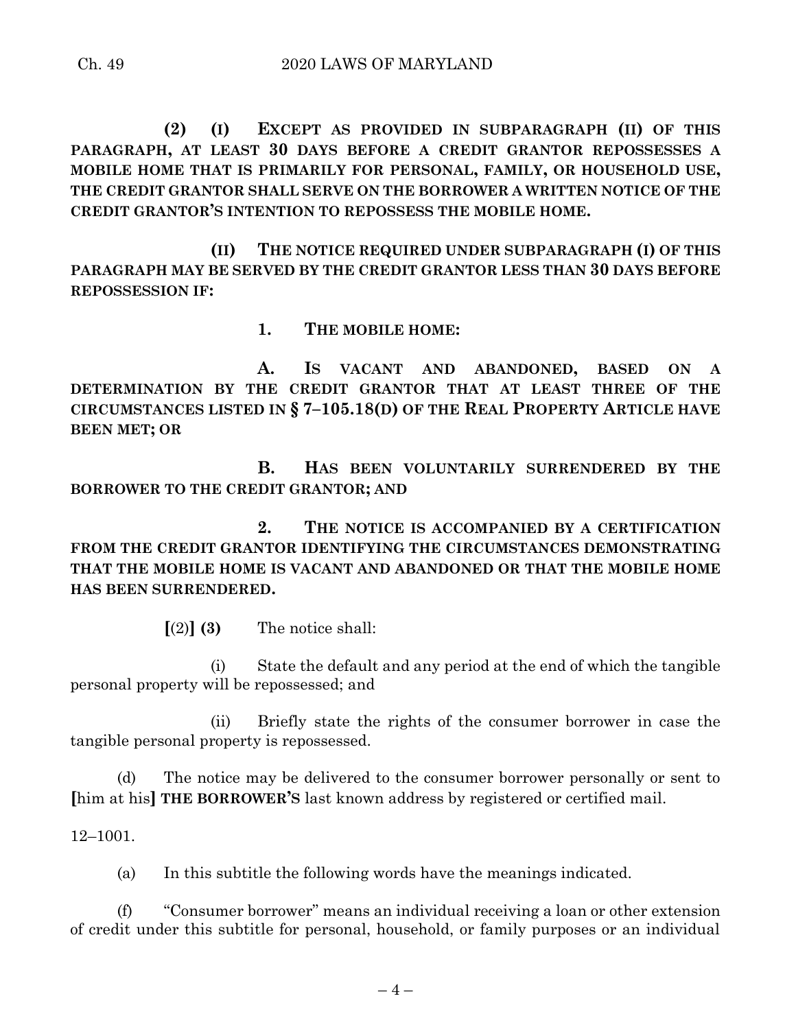**(2) (I) EXCEPT AS PROVIDED IN SUBPARAGRAPH (II) OF THIS PARAGRAPH, AT LEAST 30 DAYS BEFORE A CREDIT GRANTOR REPOSSESSES A MOBILE HOME THAT IS PRIMARILY FOR PERSONAL, FAMILY, OR HOUSEHOLD USE, THE CREDIT GRANTOR SHALL SERVE ON THE BORROWER A WRITTEN NOTICE OF THE CREDIT GRANTOR'S INTENTION TO REPOSSESS THE MOBILE HOME.**

**(II) THE NOTICE REQUIRED UNDER SUBPARAGRAPH (I) OF THIS PARAGRAPH MAY BE SERVED BY THE CREDIT GRANTOR LESS THAN 30 DAYS BEFORE REPOSSESSION IF:**

**1. THE MOBILE HOME:**

**A. IS VACANT AND ABANDONED, BASED ON A DETERMINATION BY THE CREDIT GRANTOR THAT AT LEAST THREE OF THE CIRCUMSTANCES LISTED IN § 7–105.18(D) OF THE REAL PROPERTY ARTICLE HAVE BEEN MET; OR**

**B. HAS BEEN VOLUNTARILY SURRENDERED BY THE BORROWER TO THE CREDIT GRANTOR; AND**

**2. THE NOTICE IS ACCOMPANIED BY A CERTIFICATION FROM THE CREDIT GRANTOR IDENTIFYING THE CIRCUMSTANCES DEMONSTRATING THAT THE MOBILE HOME IS VACANT AND ABANDONED OR THAT THE MOBILE HOME HAS BEEN SURRENDERED.**

**[**(2)**] (3)** The notice shall:

(i) State the default and any period at the end of which the tangible personal property will be repossessed; and

(ii) Briefly state the rights of the consumer borrower in case the tangible personal property is repossessed.

(d) The notice may be delivered to the consumer borrower personally or sent to **[**him at his**] THE BORROWER'S** last known address by registered or certified mail.

12–1001.

(a) In this subtitle the following words have the meanings indicated.

(f) "Consumer borrower" means an individual receiving a loan or other extension of credit under this subtitle for personal, household, or family purposes or an individual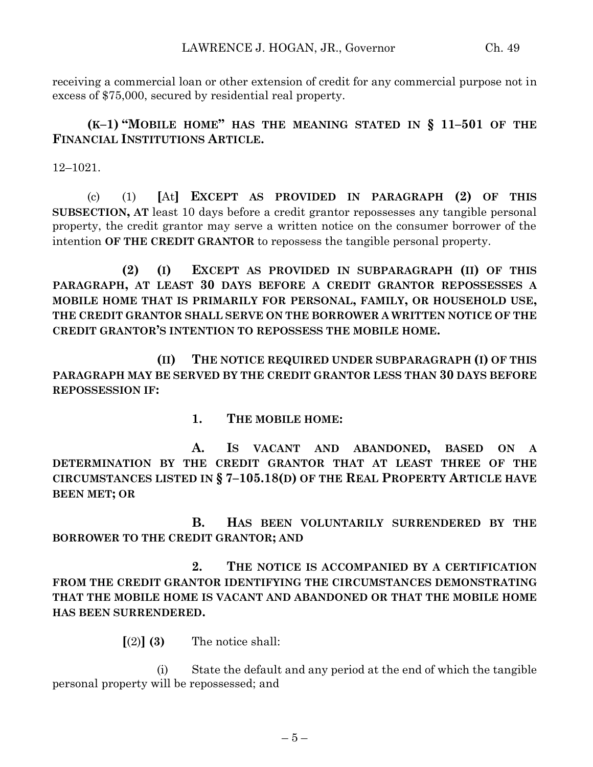receiving a commercial loan or other extension of credit for any commercial purpose not in excess of $75,000, secured by residential real property.

**(K–1) "MOBILE HOME" HAS THE MEANING STATED IN § 11–501 OF THE FINANCIAL INSTITUTIONS ARTICLE.**

12–1021.

(c) (1) **[**At**] EXCEPT AS PROVIDED IN PARAGRAPH (2) OF THIS SUBSECTION, AT** least 10 days before a credit grantor repossesses any tangible personal property, the credit grantor may serve a written notice on the consumer borrower of the intention **OF THE CREDIT GRANTOR** to repossess the tangible personal property.

**(2) (I) EXCEPT AS PROVIDED IN SUBPARAGRAPH (II) OF THIS PARAGRAPH, AT LEAST 30 DAYS BEFORE A CREDIT GRANTOR REPOSSESSES A MOBILE HOME THAT IS PRIMARILY FOR PERSONAL, FAMILY, OR HOUSEHOLD USE, THE CREDIT GRANTOR SHALL SERVE ON THE BORROWER A WRITTEN NOTICE OF THE CREDIT GRANTOR'S INTENTION TO REPOSSESS THE MOBILE HOME.**

**(II) THE NOTICE REQUIRED UNDER SUBPARAGRAPH (I) OF THIS PARAGRAPH MAY BE SERVED BY THE CREDIT GRANTOR LESS THAN 30 DAYS BEFORE REPOSSESSION IF:**

**1. THE MOBILE HOME:**

**A. IS VACANT AND ABANDONED, BASED ON A DETERMINATION BY THE CREDIT GRANTOR THAT AT LEAST THREE OF THE CIRCUMSTANCES LISTED IN § 7–105.18(D) OF THE REAL PROPERTY ARTICLE HAVE BEEN MET; OR**

**B. HAS BEEN VOLUNTARILY SURRENDERED BY THE BORROWER TO THE CREDIT GRANTOR; AND**

**2. THE NOTICE IS ACCOMPANIED BY A CERTIFICATION FROM THE CREDIT GRANTOR IDENTIFYING THE CIRCUMSTANCES DEMONSTRATING THAT THE MOBILE HOME IS VACANT AND ABANDONED OR THAT THE MOBILE HOME HAS BEEN SURRENDERED.**

**[**(2)**] (3)** The notice shall:

(i) State the default and any period at the end of which the tangible personal property will be repossessed; and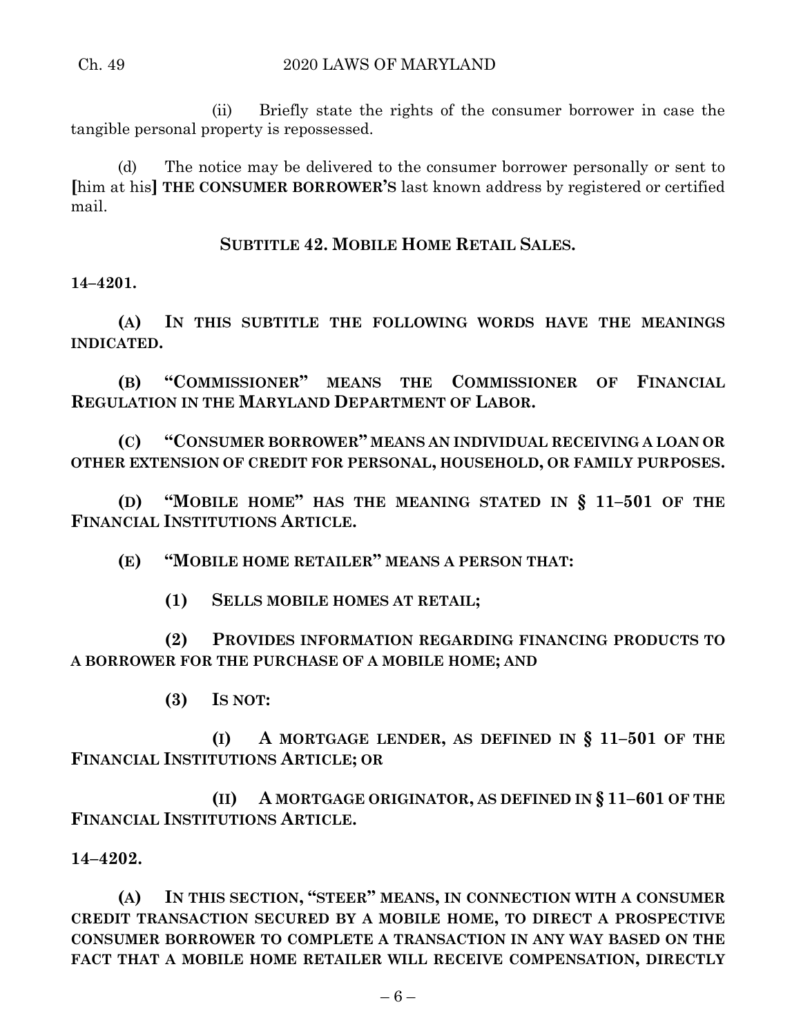(ii) Briefly state the rights of the consumer borrower in case the tangible personal property is repossessed.

(d) The notice may be delivered to the consumer borrower personally or sent to [him at his] **THE CONSUMER BORROWER'S** last known address by registered or certified mail.

**SUBTITLE 42. MOBILE HOME RETAIL SALES.**

**14–4201.**

**(A) IN THIS SUBTITLE THE FOLLOWING WORDS HAVE THE MEANINGS INDICATED.**

**(B) "COMMISSIONER" MEANS THE COMMISSIONER OF FINANCIAL REGULATION IN THE MARYLAND DEPARTMENT OF LABOR.**

**(C) "CONSUMER BORROWER" MEANS AN INDIVIDUAL RECEIVING A LOAN OR OTHER EXTENSION OF CREDIT FOR PERSONAL, HOUSEHOLD, OR FAMILY PURPOSES.**

**(D) "MOBILE HOME" HAS THE MEANING STATED IN § 11–501 OF THE FINANCIAL INSTITUTIONS ARTICLE.**

**(E) "MOBILE HOME RETAILER" MEANS A PERSON THAT:**

**(1) SELLS MOBILE HOMES AT RETAIL;**

**(2) PROVIDES INFORMATION REGARDING FINANCING PRODUCTS TO A BORROWER FOR THE PURCHASE OF A MOBILE HOME; AND**

**(3) IS NOT:**

**(I) A MORTGAGE LENDER, AS DEFINED IN § 11–501 OF THE FINANCIAL INSTITUTIONS ARTICLE; OR**

**(II) A MORTGAGE ORIGINATOR, AS DEFINED IN § 11–601 OF THE FINANCIAL INSTITUTIONS ARTICLE.**

**14–4202.**

**(A) IN THIS SECTION, "STEER" MEANS, IN CONNECTION WITH A CONSUMER CREDIT TRANSACTION SECURED BY A MOBILE HOME, TO DIRECT A PROSPECTIVE CONSUMER BORROWER TO COMPLETE A TRANSACTION IN ANY WAY BASED ON THE FACT THAT A MOBILE HOME RETAILER WILL RECEIVE COMPENSATION, DIRECTLY**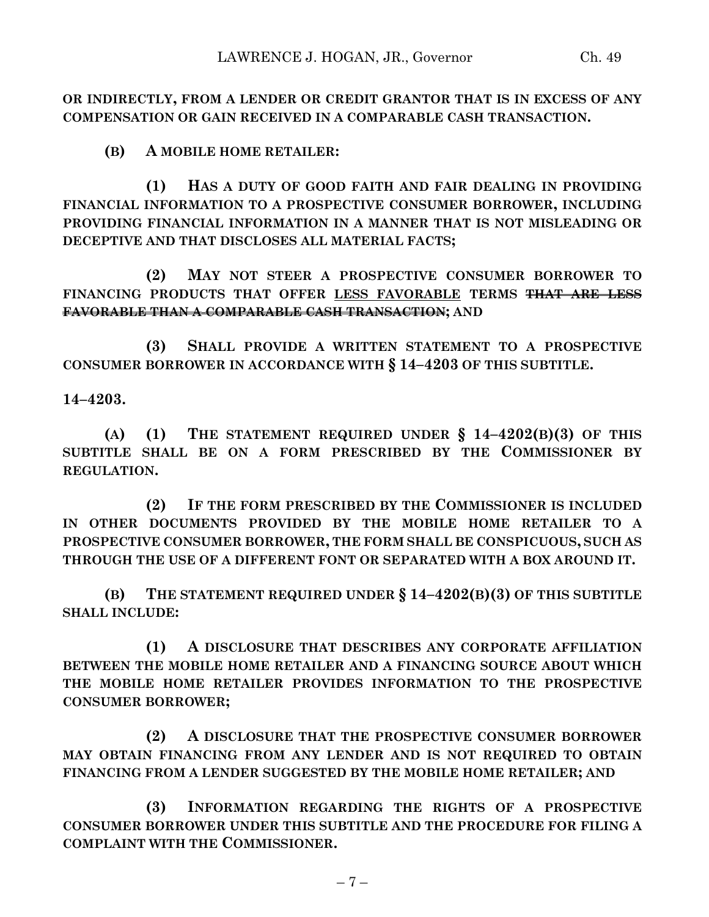**OR INDIRECTLY, FROM A LENDER OR CREDIT GRANTOR THAT IS IN EXCESS OF ANY COMPENSATION OR GAIN RECEIVED IN A COMPARABLE CASH TRANSACTION.**

**(B) A MOBILE HOME RETAILER:**

**(1) HAS A DUTY OF GOOD FAITH AND FAIR DEALING IN PROVIDING FINANCIAL INFORMATION TO A PROSPECTIVE CONSUMER BORROWER, INCLUDING PROVIDING FINANCIAL INFORMATION IN A MANNER THAT IS NOT MISLEADING OR DECEPTIVE AND THAT DISCLOSES ALL MATERIAL FACTS;**

**(2) MAY NOT STEER A PROSPECTIVE CONSUMER BORROWER TO FINANCING PRODUCTS THAT OFFER <u>LESS FAVORABLE</u> TERMS ~~THAT ARE LESS FAVORABLE THAN A COMPARABLE CASH TRANSACTION~~; AND**

**(3) SHALL PROVIDE A WRITTEN STATEMENT TO A PROSPECTIVE CONSUMER BORROWER IN ACCORDANCE WITH § 14–4203 OF THIS SUBTITLE.**

**14–4203.**

**(A) (1) THE STATEMENT REQUIRED UNDER § 14–4202(B)(3) OF THIS SUBTITLE SHALL BE ON A FORM PRESCRIBED BY THE COMMISSIONER BY REGULATION.**

**(2) IF THE FORM PRESCRIBED BY THE COMMISSIONER IS INCLUDED IN OTHER DOCUMENTS PROVIDED BY THE MOBILE HOME RETAILER TO A PROSPECTIVE CONSUMER BORROWER, THE FORM SHALL BE CONSPICUOUS, SUCH AS THROUGH THE USE OF A DIFFERENT FONT OR SEPARATED WITH A BOX AROUND IT.**

**(B) THE STATEMENT REQUIRED UNDER § 14–4202(B)(3) OF THIS SUBTITLE SHALL INCLUDE:**

**(1) A DISCLOSURE THAT DESCRIBES ANY CORPORATE AFFILIATION BETWEEN THE MOBILE HOME RETAILER AND A FINANCING SOURCE ABOUT WHICH THE MOBILE HOME RETAILER PROVIDES INFORMATION TO THE PROSPECTIVE CONSUMER BORROWER;**

**(2) A DISCLOSURE THAT THE PROSPECTIVE CONSUMER BORROWER MAY OBTAIN FINANCING FROM ANY LENDER AND IS NOT REQUIRED TO OBTAIN FINANCING FROM A LENDER SUGGESTED BY THE MOBILE HOME RETAILER; AND**

**(3) INFORMATION REGARDING THE RIGHTS OF A PROSPECTIVE CONSUMER BORROWER UNDER THIS SUBTITLE AND THE PROCEDURE FOR FILING A COMPLAINT WITH THE COMMISSIONER.**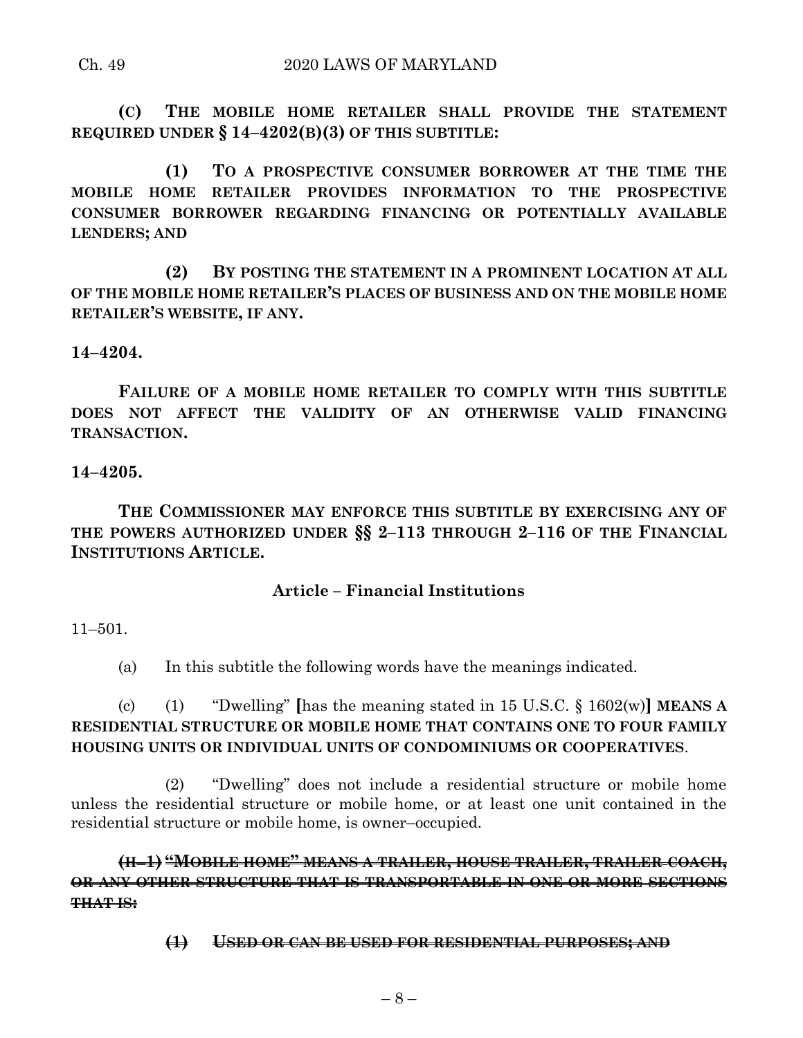**(C) THE MOBILE HOME RETAILER SHALL PROVIDE THE STATEMENT REQUIRED UNDER § 14–4202(B)(3) OF THIS SUBTITLE:**

**(1) TO A PROSPECTIVE CONSUMER BORROWER AT THE TIME THE MOBILE HOME RETAILER PROVIDES INFORMATION TO THE PROSPECTIVE CONSUMER BORROWER REGARDING FINANCING OR POTENTIALLY AVAILABLE LENDERS; AND**

**(2) BY POSTING THE STATEMENT IN A PROMINENT LOCATION AT ALL OF THE MOBILE HOME RETAILER'S PLACES OF BUSINESS AND ON THE MOBILE HOME RETAILER'S WEBSITE, IF ANY.**

**14–4204.**

**FAILURE OF A MOBILE HOME RETAILER TO COMPLY WITH THIS SUBTITLE DOES NOT AFFECT THE VALIDITY OF AN OTHERWISE VALID FINANCING TRANSACTION.**

**14–4205.**

**THE COMMISSIONER MAY ENFORCE THIS SUBTITLE BY EXERCISING ANY OF THE POWERS AUTHORIZED UNDER §§ 2–113 THROUGH 2–116 OF THE FINANCIAL INSTITUTIONS ARTICLE.**

**Article – Financial Institutions**

11–501.

(a) In this subtitle the following words have the meanings indicated.

(c) (1) "Dwelling" **[**has the meaning stated in 15 U.S.C. § 1602(w)**]** **MEANS A RESIDENTIAL STRUCTURE OR MOBILE HOME THAT CONTAINS ONE TO FOUR FAMILY HOUSING UNITS OR INDIVIDUAL UNITS OF CONDOMINIUMS OR COOPERATIVES**.

(2) "Dwelling" does not include a residential structure or mobile home unless the residential structure or mobile home, or at least one unit contained in the residential structure or mobile home, is owner–occupied.

~~**(H–1) "MOBILE HOME" MEANS A TRAILER, HOUSE TRAILER, TRAILER COACH, OR ANY OTHER STRUCTURE THAT IS TRANSPORTABLE IN ONE OR MORE SECTIONS THAT IS:**~~

~~**(1) USED OR CAN BE USED FOR RESIDENTIAL PURPOSES; AND**~~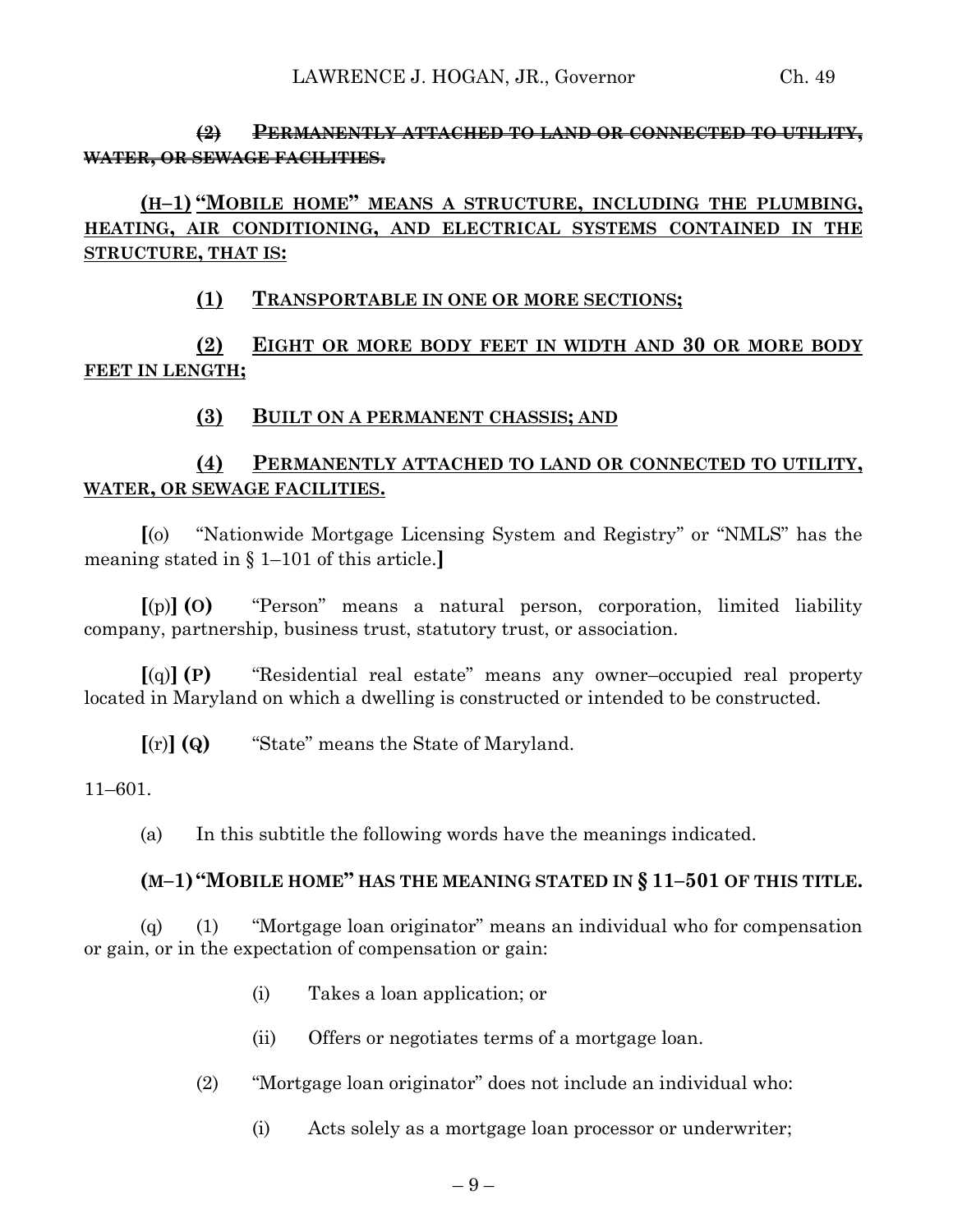~~**(2) PERMANENTLY ATTACHED TO LAND OR CONNECTED TO UTILITY, WATER, OR SEWAGE FACILITIES.**~~

<u>**(H–1) "MOBILE HOME" MEANS A STRUCTURE, INCLUDING THE PLUMBING, HEATING, AIR CONDITIONING, AND ELECTRICAL SYSTEMS CONTAINED IN THE STRUCTURE, THAT IS:**</u>

<u>**(1) TRANSPORTABLE IN ONE OR MORE SECTIONS;**</u>

<u>**(2) EIGHT OR MORE BODY FEET IN WIDTH AND 30 OR MORE BODY FEET IN LENGTH;**</u>

<u>**(3) BUILT ON A PERMANENT CHASSIS; AND**</u>

<u>**(4) PERMANENTLY ATTACHED TO LAND OR CONNECTED TO UTILITY, WATER, OR SEWAGE FACILITIES.**</u>

**[**(o) "Nationwide Mortgage Licensing System and Registry" or "NMLS" has the meaning stated in § 1–101 of this article.**]**

**[**(p)**] (O)** "Person" means a natural person, corporation, limited liability company, partnership, business trust, statutory trust, or association.

**[**(q)**] (P)** "Residential real estate" means any owner–occupied real property located in Maryland on which a dwelling is constructed or intended to be constructed.

**[**(r)**] (Q)** "State" means the State of Maryland.

11–601.

(a) In this subtitle the following words have the meanings indicated.

**(M–1) "MOBILE HOME" HAS THE MEANING STATED IN § 11–501 OF THIS TITLE.**

(q) (1) "Mortgage loan originator" means an individual who for compensation or gain, or in the expectation of compensation or gain:

(i) Takes a loan application; or

(ii) Offers or negotiates terms of a mortgage loan.

(2) "Mortgage loan originator" does not include an individual who:

(i) Acts solely as a mortgage loan processor or underwriter;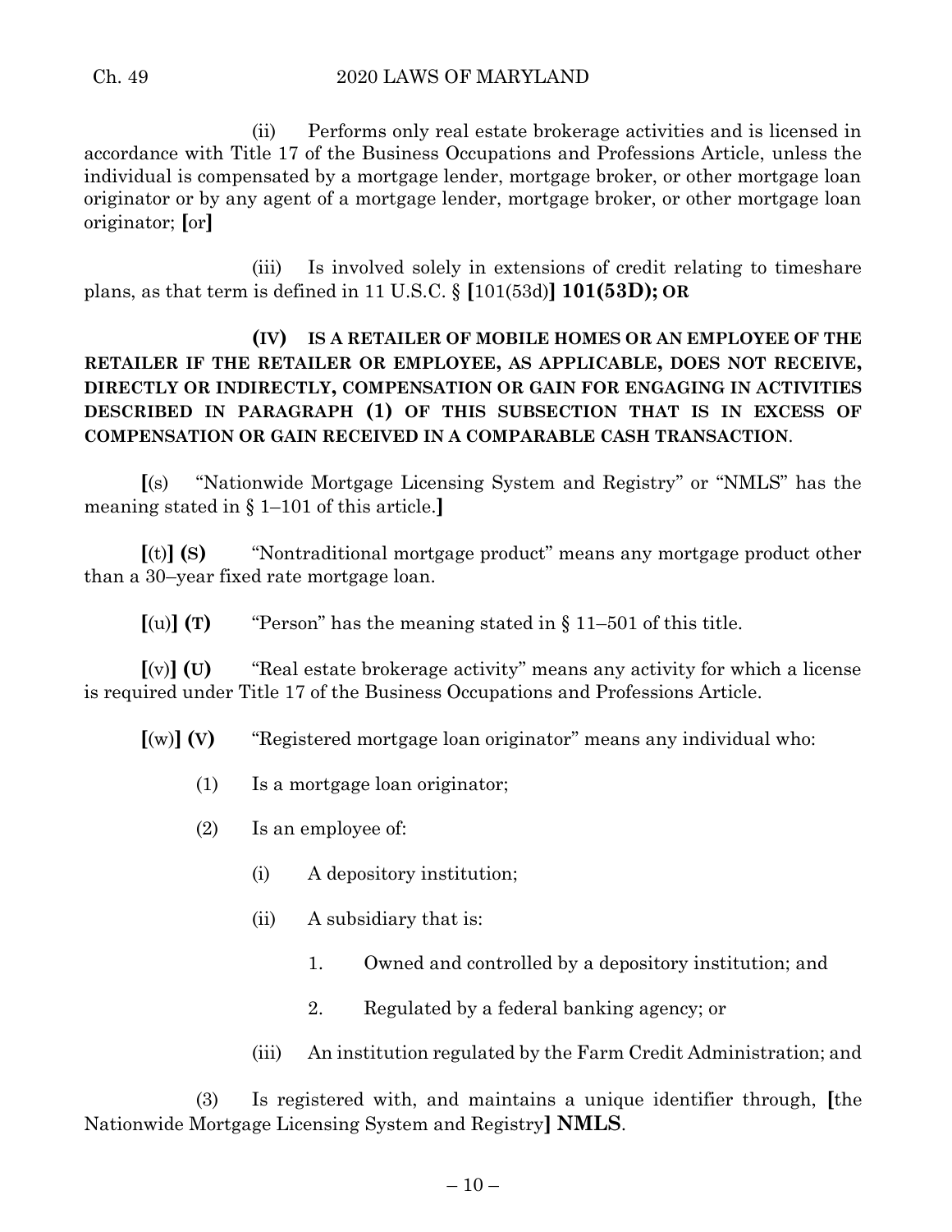(ii) Performs only real estate brokerage activities and is licensed in accordance with Title 17 of the Business Occupations and Professions Article, unless the individual is compensated by a mortgage lender, mortgage broker, or other mortgage loan originator or by any agent of a mortgage lender, mortgage broker, or other mortgage loan originator; **[**or**]**

(iii) Is involved solely in extensions of credit relating to timeshare plans, as that term is defined in 11 U.S.C. § **[**101(53d)**] 101(53D); OR**

**(IV) IS A RETAILER OF MOBILE HOMES OR AN EMPLOYEE OF THE RETAILER IF THE RETAILER OR EMPLOYEE, AS APPLICABLE, DOES NOT RECEIVE, DIRECTLY OR INDIRECTLY, COMPENSATION OR GAIN FOR ENGAGING IN ACTIVITIES DESCRIBED IN PARAGRAPH (1) OF THIS SUBSECTION THAT IS IN EXCESS OF COMPENSATION OR GAIN RECEIVED IN A COMPARABLE CASH TRANSACTION**.

**[**(s) "Nationwide Mortgage Licensing System and Registry" or "NMLS" has the meaning stated in § 1–101 of this article.**]**

**[**(t)**] (S)** "Nontraditional mortgage product" means any mortgage product other than a 30–year fixed rate mortgage loan.

**[**(u)**] (T)** "Person" has the meaning stated in § 11–501 of this title.

**[**(v)**] (U)** "Real estate brokerage activity" means any activity for which a license is required under Title 17 of the Business Occupations and Professions Article.

**[**(w)**] (V)** "Registered mortgage loan originator" means any individual who:

(1) Is a mortgage loan originator;

(2) Is an employee of:

(i) A depository institution;

(ii) A subsidiary that is:

1. Owned and controlled by a depository institution; and

2. Regulated by a federal banking agency; or

(iii) An institution regulated by the Farm Credit Administration; and

(3) Is registered with, and maintains a unique identifier through, **[**the Nationwide Mortgage Licensing System and Registry**] NMLS**.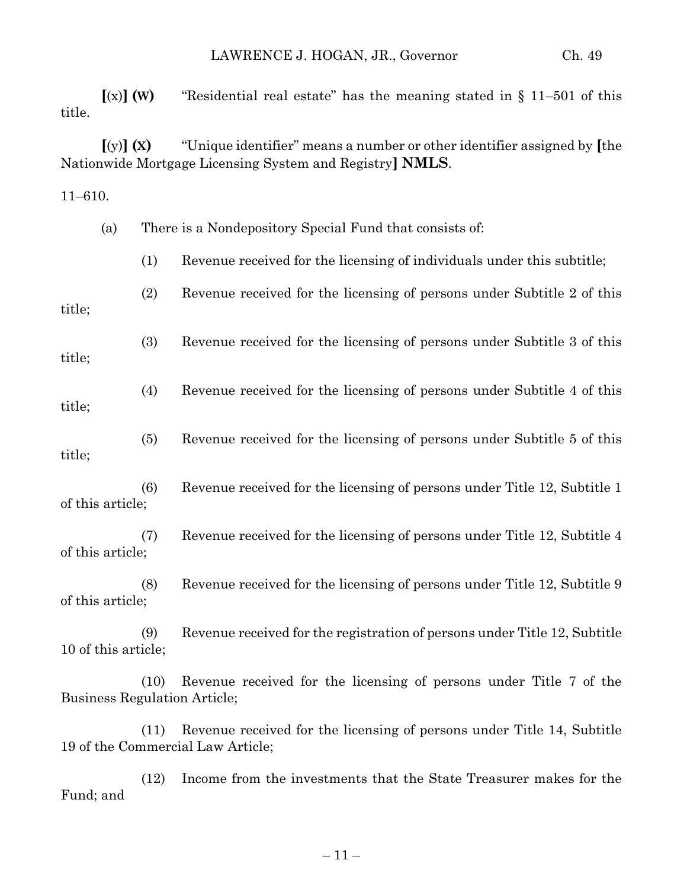**[**(x)**] (W)** "Residential real estate" has the meaning stated in § 11–501 of this title.

**[**(y)**] (X)** "Unique identifier" means a number or other identifier assigned by **[**the Nationwide Mortgage Licensing System and Registry**] NMLS**.

11–610.

(a) There is a Nondepository Special Fund that consists of:

(1) Revenue received for the licensing of individuals under this subtitle;

(2) Revenue received for the licensing of persons under Subtitle 2 of this title;

(3) Revenue received for the licensing of persons under Subtitle 3 of this title;

(4) Revenue received for the licensing of persons under Subtitle 4 of this title;

(5) Revenue received for the licensing of persons under Subtitle 5 of this title;

(6) Revenue received for the licensing of persons under Title 12, Subtitle 1 of this article;

(7) Revenue received for the licensing of persons under Title 12, Subtitle 4 of this article;

(8) Revenue received for the licensing of persons under Title 12, Subtitle 9 of this article;

(9) Revenue received for the registration of persons under Title 12, Subtitle 10 of this article;

(10) Revenue received for the licensing of persons under Title 7 of the Business Regulation Article;

(11) Revenue received for the licensing of persons under Title 14, Subtitle 19 of the Commercial Law Article;

(12) Income from the investments that the State Treasurer makes for the Fund; and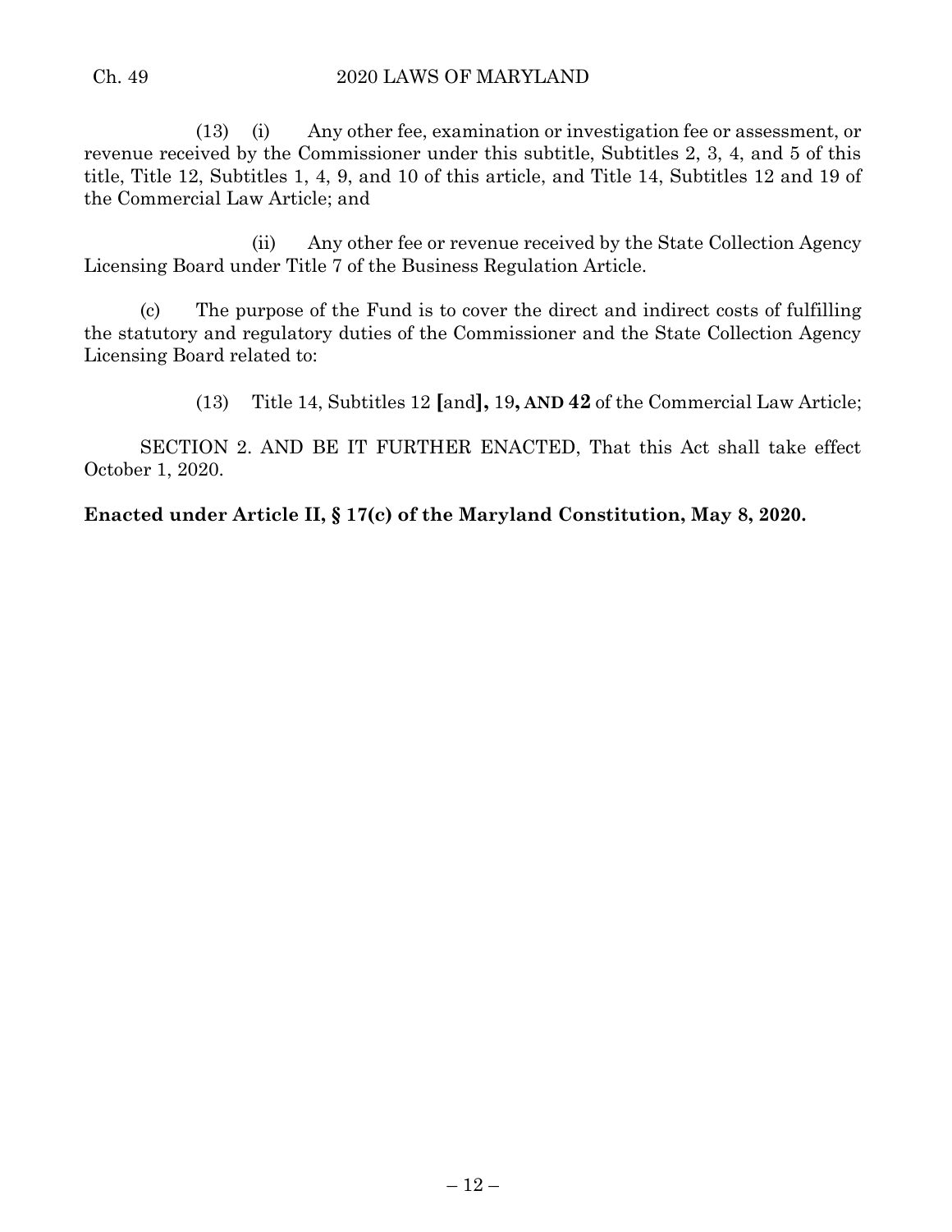(13) (i) Any other fee, examination or investigation fee or assessment, or revenue received by the Commissioner under this subtitle, Subtitles 2, 3, 4, and 5 of this title, Title 12, Subtitles 1, 4, 9, and 10 of this article, and Title 14, Subtitles 12 and 19 of the Commercial Law Article; and

(ii) Any other fee or revenue received by the State Collection Agency Licensing Board under Title 7 of the Business Regulation Article.

(c) The purpose of the Fund is to cover the direct and indirect costs of fulfilling the statutory and regulatory duties of the Commissioner and the State Collection Agency Licensing Board related to:

(13) Title 14, Subtitles 12 **[**and**]**, 19**, AND 42** of the Commercial Law Article;

SECTION 2. AND BE IT FURTHER ENACTED, That this Act shall take effect October 1, 2020.

**Enacted under Article II, § 17(c) of the Maryland Constitution, May 8, 2020.**